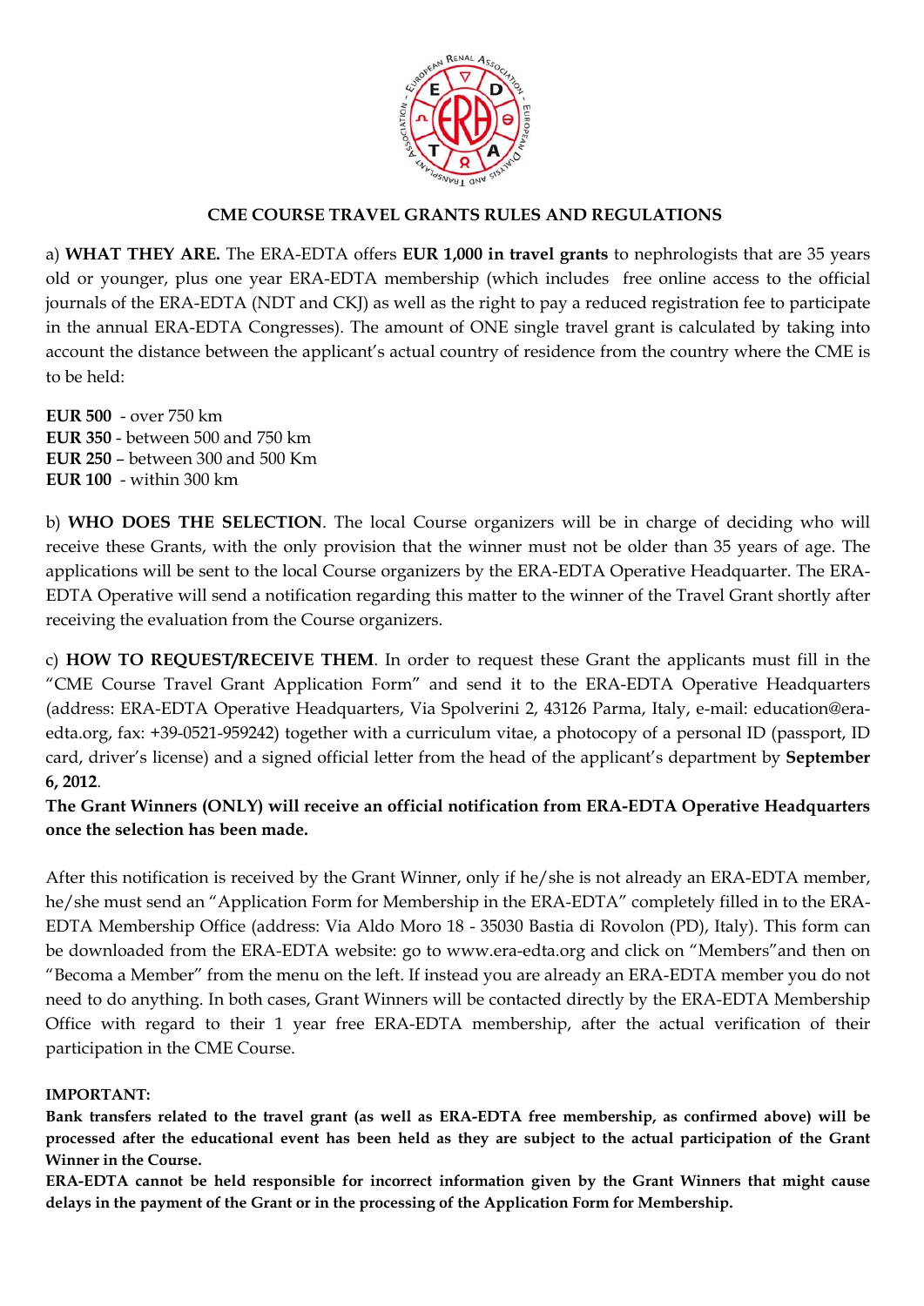## CME COURSE TRAVEL GRANTS RULES AND REGULATIONS

a) **WHAT THEY ARE.** The ERA-EDTA offers **EUR 1,000 in travel grants** to nephrologists that are 35 years old or younger, plus one year ERA-EDTA membership (which includes free online access to the official journals of the ERA-EDTA (NDT and CKJ) as well as the right to pay a reduced registration fee to participate in the annual ERA-EDTA Congresses). The amount of ONE single travel grant is calculated by taking into account the distance between the applicant's actual country of residence from the country where the CME is to be held:

**EUR 500** - over 750 km
**EUR 350** - between 500 and 750 km
**EUR 250** – between 300 and 500 Km
**EUR 100** - within 300 km

b) **WHO DOES THE SELECTION**. The local Course organizers will be in charge of deciding who will receive these Grants, with the only provision that the winner must not be older than 35 years of age. The applications will be sent to the local Course organizers by the ERA-EDTA Operative Headquarter. The ERA-EDTA Operative will send a notification regarding this matter to the winner of the Travel Grant shortly after receiving the evaluation from the Course organizers.

c) **HOW TO REQUEST/RECEIVE THEM**. In order to request these Grant the applicants must fill in the "CME Course Travel Grant Application Form" and send it to the ERA-EDTA Operative Headquarters (address: ERA-EDTA Operative Headquarters, Via Spolverini 2, 43126 Parma, Italy, e-mail: education@era-edta.org, fax: +39-0521-959242) together with a curriculum vitae, a photocopy of a personal ID (passport, ID card, driver's license) and a signed official letter from the head of the applicant's department by **September 6, 2012**.

**The Grant Winners (ONLY) will receive an official notification from ERA-EDTA Operative Headquarters once the selection has been made.**

After this notification is received by the Grant Winner, only if he/she is not already an ERA-EDTA member, he/she must send an "Application Form for Membership in the ERA-EDTA" completely filled in to the ERA-EDTA Membership Office (address: Via Aldo Moro 18 - 35030 Bastia di Rovolon (PD), Italy). This form can be downloaded from the ERA-EDTA website: go to www.era-edta.org and click on "Members"and then on "Becoma a Member" from the menu on the left. If instead you are already an ERA-EDTA member you do not need to do anything. In both cases, Grant Winners will be contacted directly by the ERA-EDTA Membership Office with regard to their 1 year free ERA-EDTA membership, after the actual verification of their participation in the CME Course.

**IMPORTANT:**

**Bank transfers related to the travel grant (as well as ERA-EDTA free membership, as confirmed above) will be processed after the educational event has been held as they are subject to the actual participation of the Grant Winner in the Course.**

**ERA-EDTA cannot be held responsible for incorrect information given by the Grant Winners that might cause delays in the payment of the Grant or in the processing of the Application Form for Membership.**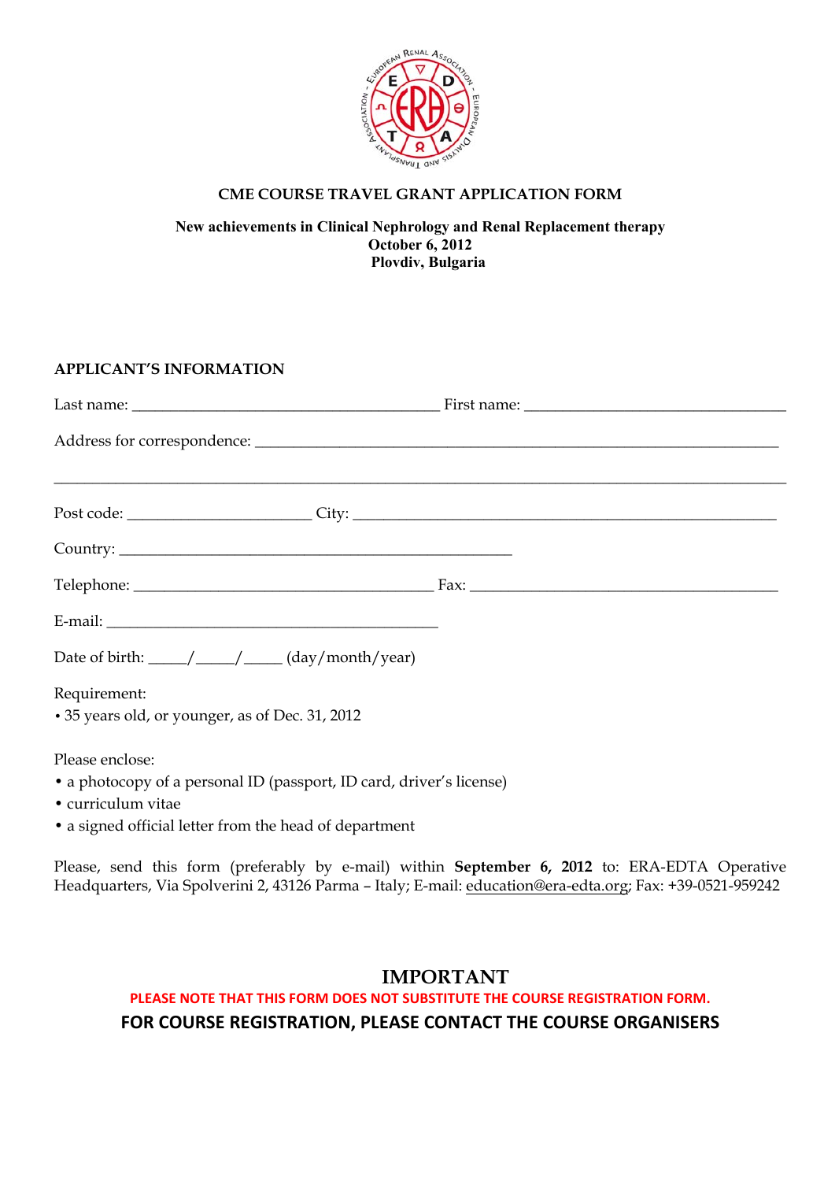# CME COURSE TRAVEL GRANT APPLICATION FORM

**New achievements in Clinical Nephrology and Renal Replacement therapy**
**October 6, 2012**
**Plovdiv, Bulgaria**

## APPLICANT'S INFORMATION

Last name: ______________________________ First name: ______________________________

Address for correspondence: ______________________________________________________

__________________________________________________________________________

Post code: __________________ City: ______________________________________________

Country: ______________________________________

Telephone: ______________________________ Fax: ______________________________

E-mail: __________________________________

Date of birth: _____/_____/_____ (day/month/year)

Requirement:

- 35 years old, or younger, as of Dec. 31, 2012

Please enclose:

- a photocopy of a personal ID (passport, ID card, driver's license)
- curriculum vitae
- a signed official letter from the head of department

Please, send this form (preferably by e-mail) within **September 6, 2012** to: ERA-EDTA Operative Headquarters, Via Spolverini 2, 43126 Parma – Italy; E-mail: education@era-edta.org; Fax: +39-0521-959242

## IMPORTANT

**PLEASE NOTE THAT THIS FORM DOES NOT SUBSTITUTE THE COURSE REGISTRATION FORM.**

**FOR COURSE REGISTRATION, PLEASE CONTACT THE COURSE ORGANISERS**